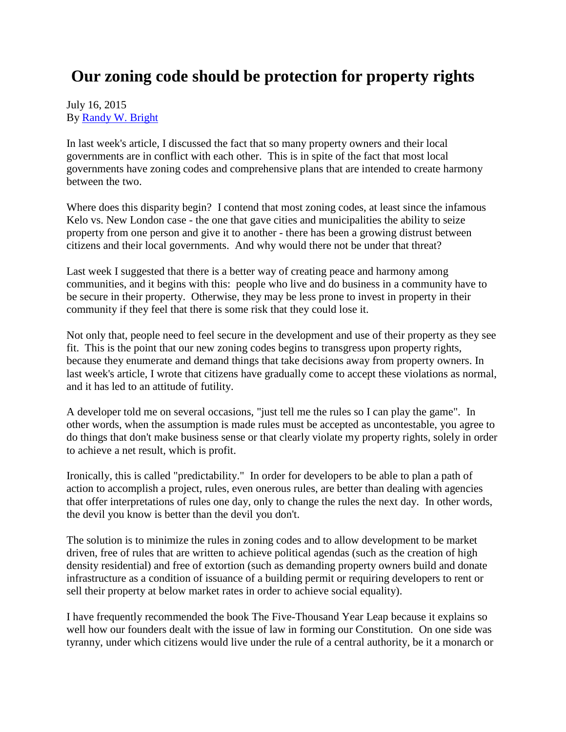# Our zoning code should be protection for property rights

July 16, 2015
By [Randy W. Bright]

In last week's article, I discussed the fact that so many property owners and their local governments are in conflict with each other. This is in spite of the fact that most local governments have zoning codes and comprehensive plans that are intended to create harmony between the two.

Where does this disparity begin? I contend that most zoning codes, at least since the infamous Kelo vs. New London case - the one that gave cities and municipalities the ability to seize property from one person and give it to another - there has been a growing distrust between citizens and their local governments. And why would there not be under that threat?

Last week I suggested that there is a better way of creating peace and harmony among communities, and it begins with this: people who live and do business in a community have to be secure in their property. Otherwise, they may be less prone to invest in property in their community if they feel that there is some risk that they could lose it.

Not only that, people need to feel secure in the development and use of their property as they see fit. This is the point that our new zoning codes begins to transgress upon property rights, because they enumerate and demand things that take decisions away from property owners. In last week's article, I wrote that citizens have gradually come to accept these violations as normal, and it has led to an attitude of futility.

A developer told me on several occasions, "just tell me the rules so I can play the game". In other words, when the assumption is made rules must be accepted as uncontestable, you agree to do things that don't make business sense or that clearly violate my property rights, solely in order to achieve a net result, which is profit.

Ironically, this is called "predictability." In order for developers to be able to plan a path of action to accomplish a project, rules, even onerous rules, are better than dealing with agencies that offer interpretations of rules one day, only to change the rules the next day. In other words, the devil you know is better than the devil you don't.

The solution is to minimize the rules in zoning codes and to allow development to be market driven, free of rules that are written to achieve political agendas (such as the creation of high density residential) and free of extortion (such as demanding property owners build and donate infrastructure as a condition of issuance of a building permit or requiring developers to rent or sell their property at below market rates in order to achieve social equality).

I have frequently recommended the book The Five-Thousand Year Leap because it explains so well how our founders dealt with the issue of law in forming our Constitution. On one side was tyranny, under which citizens would live under the rule of a central authority, be it a monarch or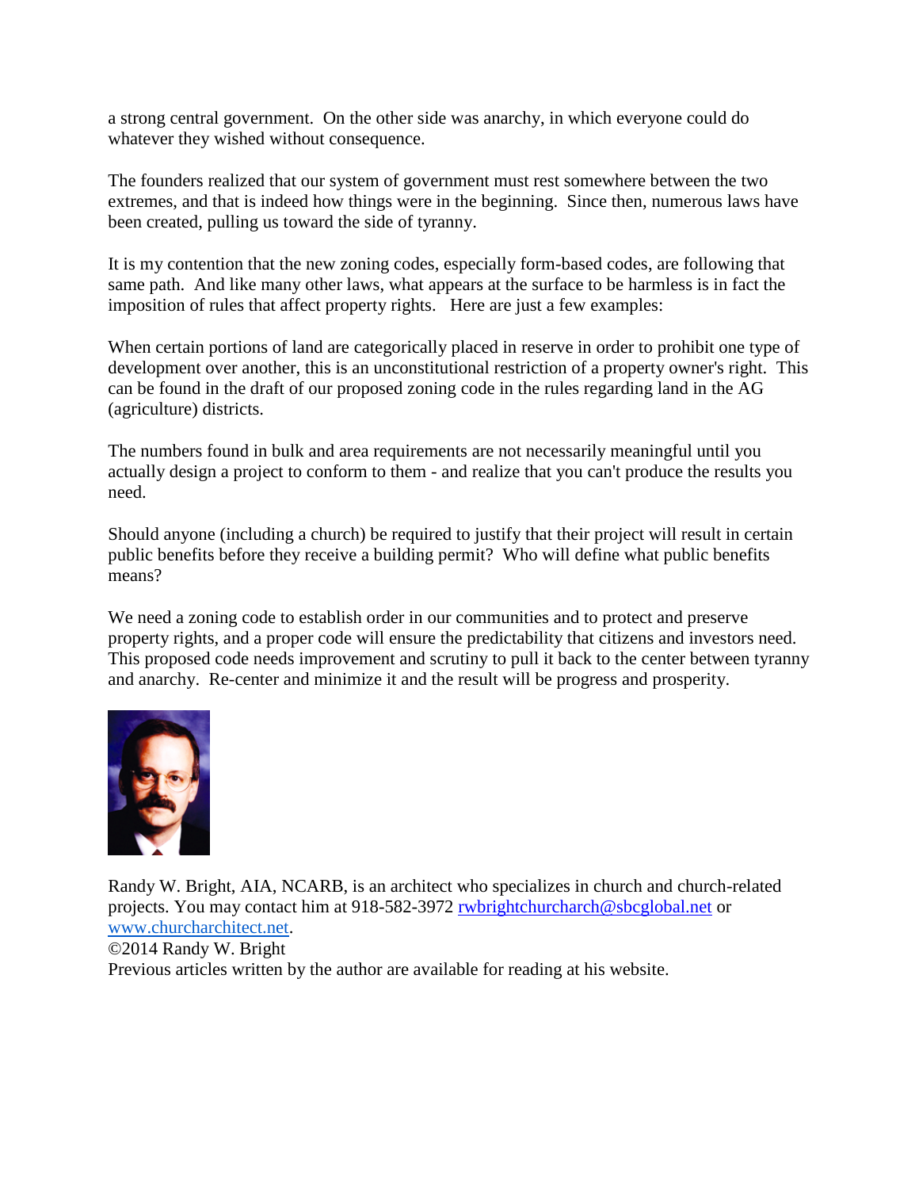a strong central government. On the other side was anarchy, in which everyone could do whatever they wished without consequence.

The founders realized that our system of government must rest somewhere between the two extremes, and that is indeed how things were in the beginning. Since then, numerous laws have been created, pulling us toward the side of tyranny.

It is my contention that the new zoning codes, especially form-based codes, are following that same path. And like many other laws, what appears at the surface to be harmless is in fact the imposition of rules that affect property rights. Here are just a few examples:

When certain portions of land are categorically placed in reserve in order to prohibit one type of development over another, this is an unconstitutional restriction of a property owner's right. This can be found in the draft of our proposed zoning code in the rules regarding land in the AG (agriculture) districts.

The numbers found in bulk and area requirements are not necessarily meaningful until you actually design a project to conform to them - and realize that you can't produce the results you need.

Should anyone (including a church) be required to justify that their project will result in certain public benefits before they receive a building permit? Who will define what public benefits means?

We need a zoning code to establish order in our communities and to protect and preserve property rights, and a proper code will ensure the predictability that citizens and investors need. This proposed code needs improvement and scrutiny to pull it back to the center between tyranny and anarchy. Re-center and minimize it and the result will be progress and prosperity.

Randy W. Bright, AIA, NCARB, is an architect who specializes in church and church-related projects. You may contact him at 918-582-3972 [rwbrightchurcharch@sbcglobal.net](mailto:rwbrightchurcharch@sbcglobal.net) or [www.churcharchitect.net](http://www.churcharchitect.net).
©2014 Randy W. Bright
Previous articles written by the author are available for reading at his website.